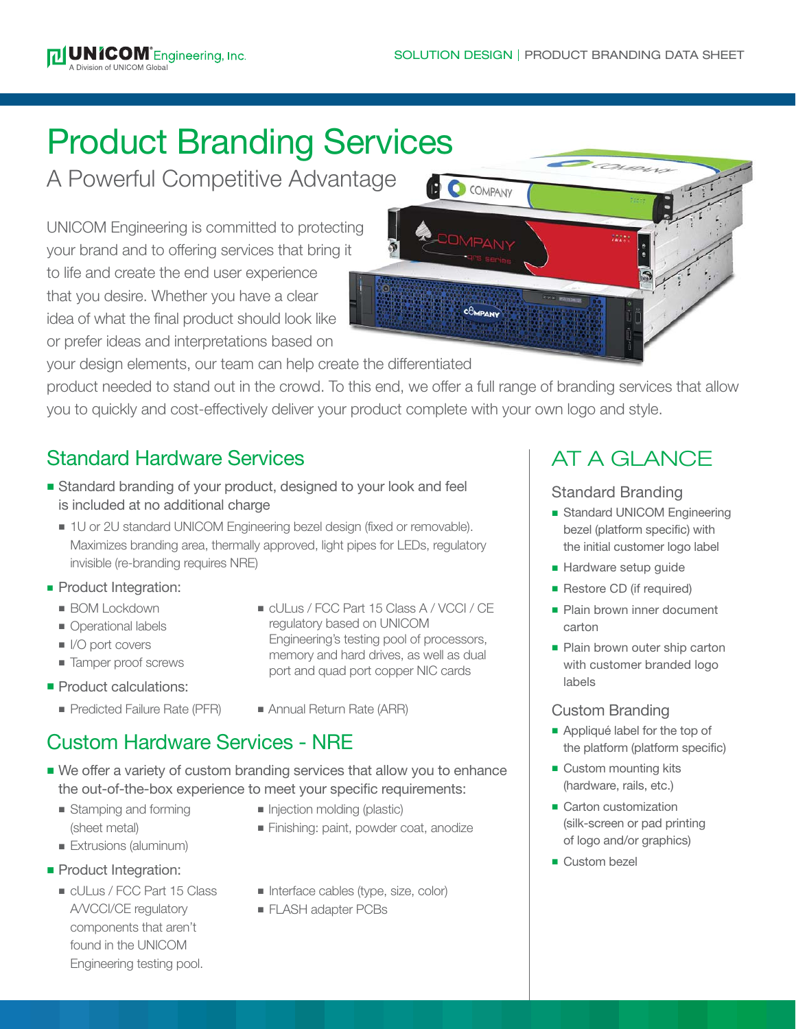# Product Branding Services

## A Powerful Competitive Advantage

UNICOM Engineering is committed to protecting your brand and to offering services that bring it to life and create the end user experience that you desire. Whether you have a clear idea of what the final product should look like or prefer ideas and interpretations based on your design elements, our team can help create the differentiated product needed to stand out in the crowd. To this end, we offer a full range of branding services that allow you to quickly and cost-effectively deliver your product complete with your own logo and style.

## Standard Hardware Services

- Standard branding of your product, designed to your look and feel is included at no additional charge
  - 1U or 2U standard UNICOM Engineering bezel design (fixed or removable). Maximizes branding area, thermally approved, light pipes for LEDs, regulatory invisible (re-branding requires NRE)
- Product Integration:
  - BOM Lockdown
  - Operational labels
  - I/O port covers
  - Tamper proof screws
  - cULus / FCC Part 15 Class A / VCCI / CE regulatory based on UNICOM Engineering's testing pool of processors, memory and hard drives, as well as dual port and quad port copper NIC cards
- Product calculations:
  - Predicted Failure Rate (PFR)
  - Annual Return Rate (ARR)

## Custom Hardware Services - NRE

- We offer a variety of custom branding services that allow you to enhance the out-of-the-box experience to meet your specific requirements:
  - Stamping and forming (sheet metal)
  - Extrusions (aluminum)
  - Injection molding (plastic)
  - Finishing: paint, powder coat, anodize
- Product Integration:
  - cULus / FCC Part 15 Class A/VCCI/CE regulatory components that aren't found in the UNICOM Engineering testing pool.
  - Interface cables (type, size, color)
  - FLASH adapter PCBs

## AT A GLANCE

### Standard Branding

- Standard UNICOM Engineering bezel (platform specific) with the initial customer logo label
- Hardware setup guide
- Restore CD (if required)
- Plain brown inner document carton
- Plain brown outer ship carton with customer branded logo labels

### Custom Branding

- Appliqué label for the top of the platform (platform specific)
- Custom mounting kits (hardware, rails, etc.)
- Carton customization (silk-screen or pad printing of logo and/or graphics)
- Custom bezel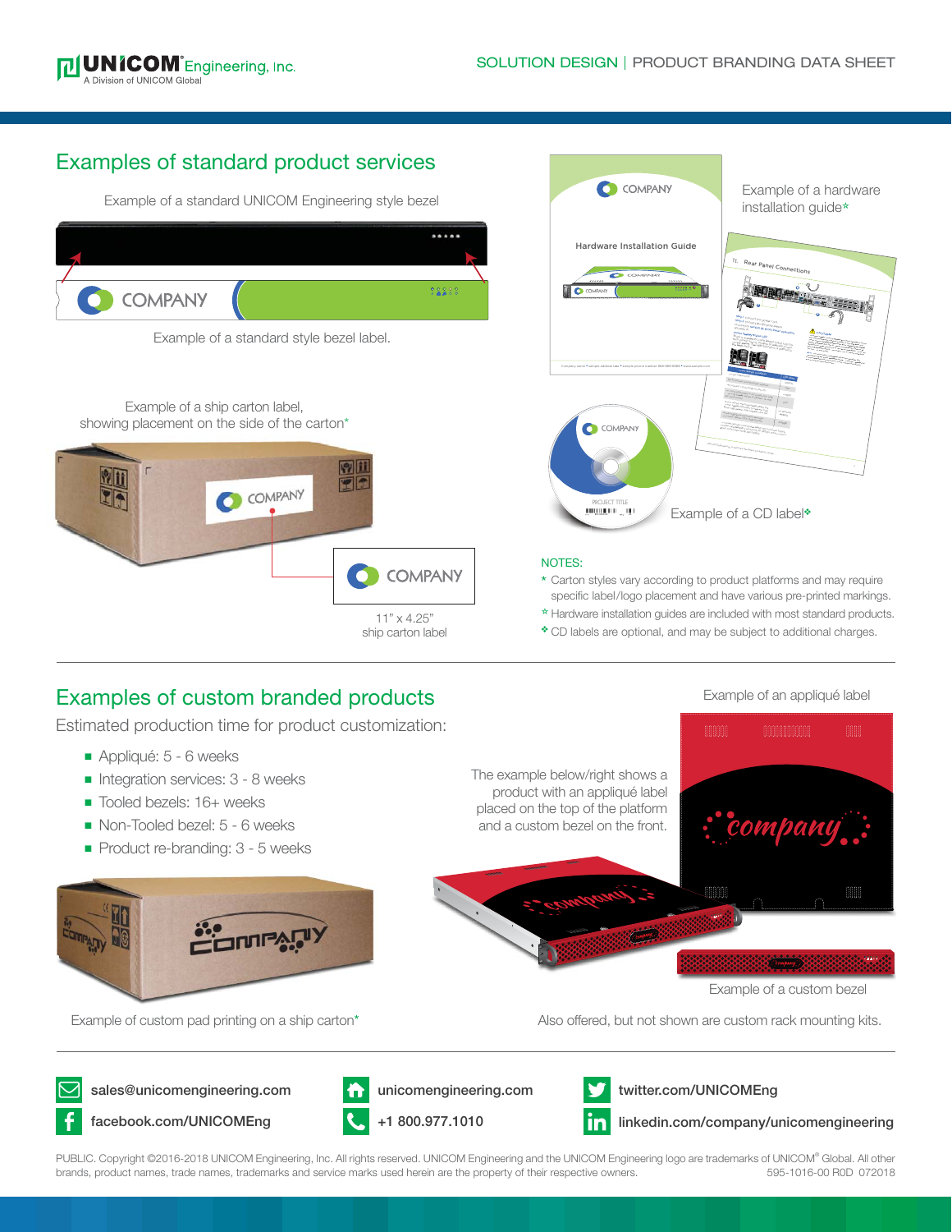## Examples of standard product services

Example of a standard UNICOM Engineering style bezel

Example of a standard style bezel label.

Example of a ship carton label, showing placement on the side of the carton*

11" x 4.25"
ship carton label

Example of a hardware installation guide*

Example of a CD label❖

NOTES:

* Carton styles vary according to product platforms and may require specific label/logo placement and have various pre-printed markings.
* Hardware installation guides are included with most standard products.
❖ CD labels are optional, and may be subject to additional charges.

## Examples of custom branded products

Estimated production time for product customization:

- Appliqué: 5 - 6 weeks
- Integration services: 3 - 8 weeks
- Tooled bezels: 16+ weeks
- Non-Tooled bezel: 5 - 6 weeks
- Product re-branding: 3 - 5 weeks

Example of an appliqué label

The example below/right shows a product with an appliqué label placed on the top of the platform and a custom bezel on the front.

Example of a custom bezel

Example of custom pad printing on a ship carton*

Also offered, but not shown are custom rack mounting kits.

sales@unicomengineering.com
facebook.com/UNICOMEng
unicomengineering.com
+1 800.977.1010
twitter.com/UNICOMEng
linkedin.com/company/unicomengineering

PUBLIC. Copyright ©2016-2018 UNICOM Engineering, Inc. All rights reserved. UNICOM Engineering and the UNICOM Engineering logo are trademarks of UNICOM® Global. All other brands, product names, trade names, trademarks and service marks used herein are the property of their respective owners. 595-1016-00 R0D 072018